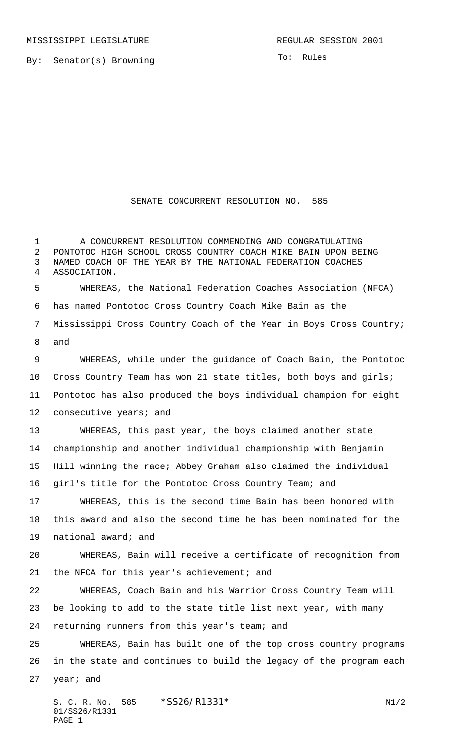MISSISSIPPI LEGISLATURE

REGULAR SESSION 2001

By: Senator(s) Browning

To: Rules

# SENATE CONCURRENT RESOLUTION NO. 585

A CONCURRENT RESOLUTION COMMENDING AND CONGRATULATING PONTOTOC HIGH SCHOOL CROSS COUNTRY COACH MIKE BAIN UPON BEING NAMED COACH OF THE YEAR BY THE NATIONAL FEDERATION COACHES ASSOCIATION.

WHEREAS, the National Federation Coaches Association (NFCA) has named Pontotoc Cross Country Coach Mike Bain as the Mississippi Cross Country Coach of the Year in Boys Cross Country; and

WHEREAS, while under the guidance of Coach Bain, the Pontotoc Cross Country Team has won 21 state titles, both boys and girls; Pontotoc has also produced the boys individual champion for eight consecutive years; and

WHEREAS, this past year, the boys claimed another state championship and another individual championship with Benjamin Hill winning the race; Abbey Graham also claimed the individual girl's title for the Pontotoc Cross Country Team; and

WHEREAS, this is the second time Bain has been honored with this award and also the second time he has been nominated for the national award; and

WHEREAS, Bain will receive a certificate of recognition from the NFCA for this year's achievement; and

WHEREAS, Coach Bain and his Warrior Cross Country Team will be looking to add to the state title list next year, with many returning runners from this year's team; and

WHEREAS, Bain has built one of the top cross country programs in the state and continues to build the legacy of the program each year; and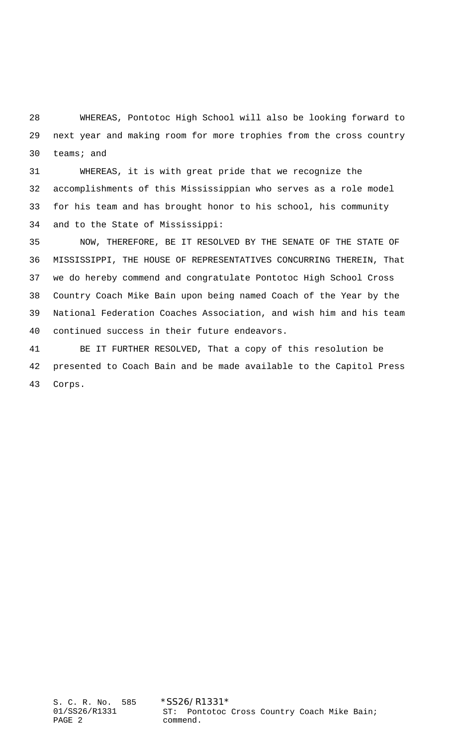WHEREAS, Pontotoc High School will also be looking forward to next year and making room for more trophies from the cross country teams; and

WHEREAS, it is with great pride that we recognize the accomplishments of this Mississippian who serves as a role model for his team and has brought honor to his school, his community and to the State of Mississippi:

NOW, THEREFORE, BE IT RESOLVED BY THE SENATE OF THE STATE OF MISSISSIPPI, THE HOUSE OF REPRESENTATIVES CONCURRING THEREIN, That we do hereby commend and congratulate Pontotoc High School Cross Country Coach Mike Bain upon being named Coach of the Year by the National Federation Coaches Association, and wish him and his team continued success in their future endeavors.

BE IT FURTHER RESOLVED, That a copy of this resolution be presented to Coach Bain and be made available to the Capitol Press Corps.